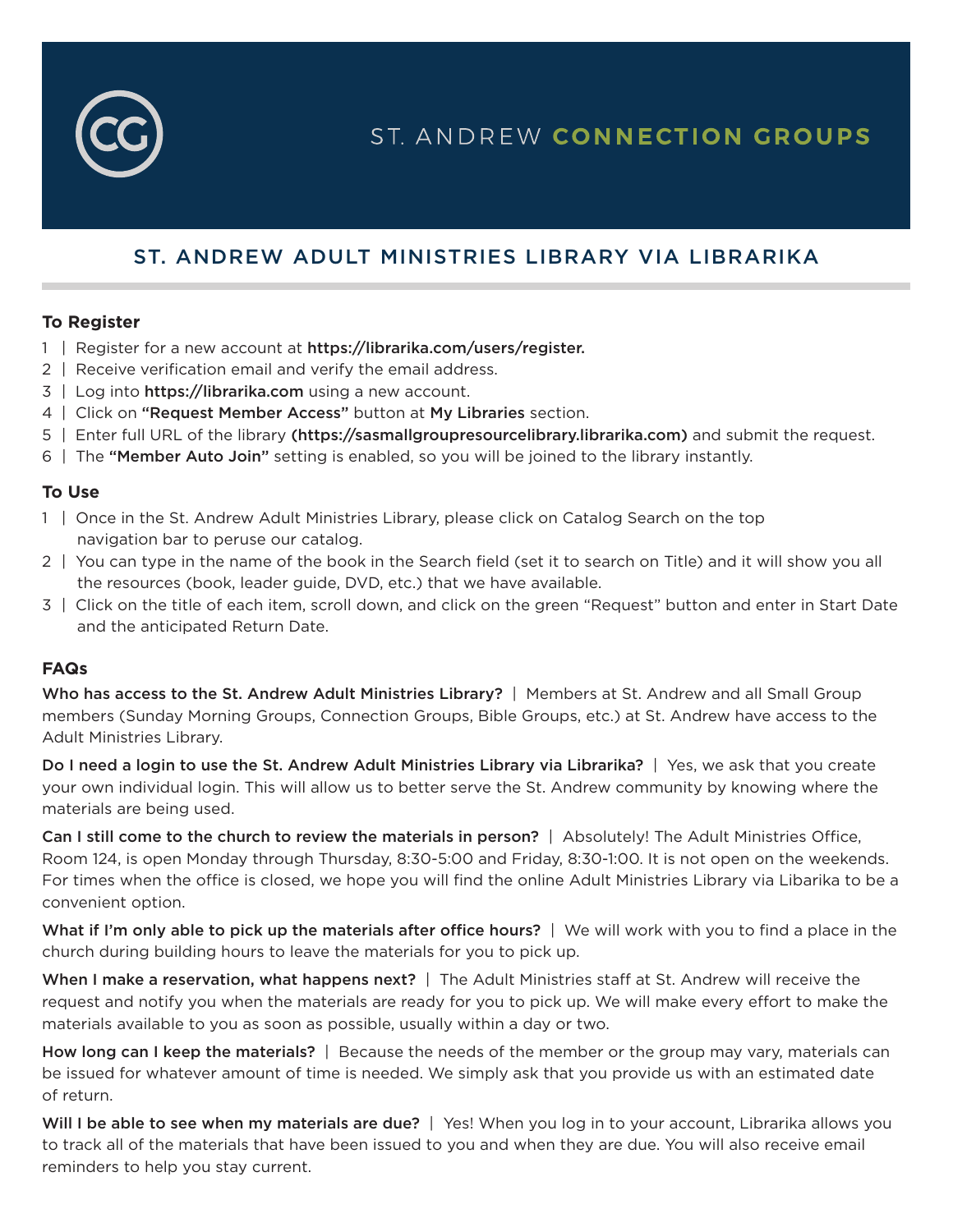# ST. ANDREW CONNECTION GROUPS

## ST. ANDREW ADULT MINISTRIES LIBRARY VIA LIBRARIKA

### To Register

1 | Register for a new account at https://librarika.com/users/register.
2 | Receive verification email and verify the email address.
3 | Log into https://librarika.com using a new account.
4 | Click on **"Request Member Access"** button at My Libraries section.
5 | Enter full URL of the library **(https://sasmallgroupresourcelibrary.librarika.com)** and submit the request.
6 | The **"Member Auto Join"** setting is enabled, so you will be joined to the library instantly.

### To Use

1 | Once in the St. Andrew Adult Ministries Library, please click on Catalog Search on the top navigation bar to peruse our catalog.
2 | You can type in the name of the book in the Search field (set it to search on Title) and it will show you all the resources (book, leader guide, DVD, etc.) that we have available.
3 | Click on the title of each item, scroll down, and click on the green "Request" button and enter in Start Date and the anticipated Return Date.

### FAQs

**Who has access to the St. Andrew Adult Ministries Library?** | Members at St. Andrew and all Small Group members (Sunday Morning Groups, Connection Groups, Bible Groups, etc.) at St. Andrew have access to the Adult Ministries Library.

**Do I need a login to use the St. Andrew Adult Ministries Library via Librarika?** | Yes, we ask that you create your own individual login. This will allow us to better serve the St. Andrew community by knowing where the materials are being used.

**Can I still come to the church to review the materials in person?** | Absolutely! The Adult Ministries Office, Room 124, is open Monday through Thursday, 8:30-5:00 and Friday, 8:30-1:00. It is not open on the weekends. For times when the office is closed, we hope you will find the online Adult Ministries Library via Libarika to be a convenient option.

**What if I'm only able to pick up the materials after office hours?** | We will work with you to find a place in the church during building hours to leave the materials for you to pick up.

**When I make a reservation, what happens next?** | The Adult Ministries staff at St. Andrew will receive the request and notify you when the materials are ready for you to pick up. We will make every effort to make the materials available to you as soon as possible, usually within a day or two.

**How long can I keep the materials?** | Because the needs of the member or the group may vary, materials can be issued for whatever amount of time is needed. We simply ask that you provide us with an estimated date of return.

**Will I be able to see when my materials are due?** | Yes! When you log in to your account, Librarika allows you to track all of the materials that have been issued to you and when they are due. You will also receive email reminders to help you stay current.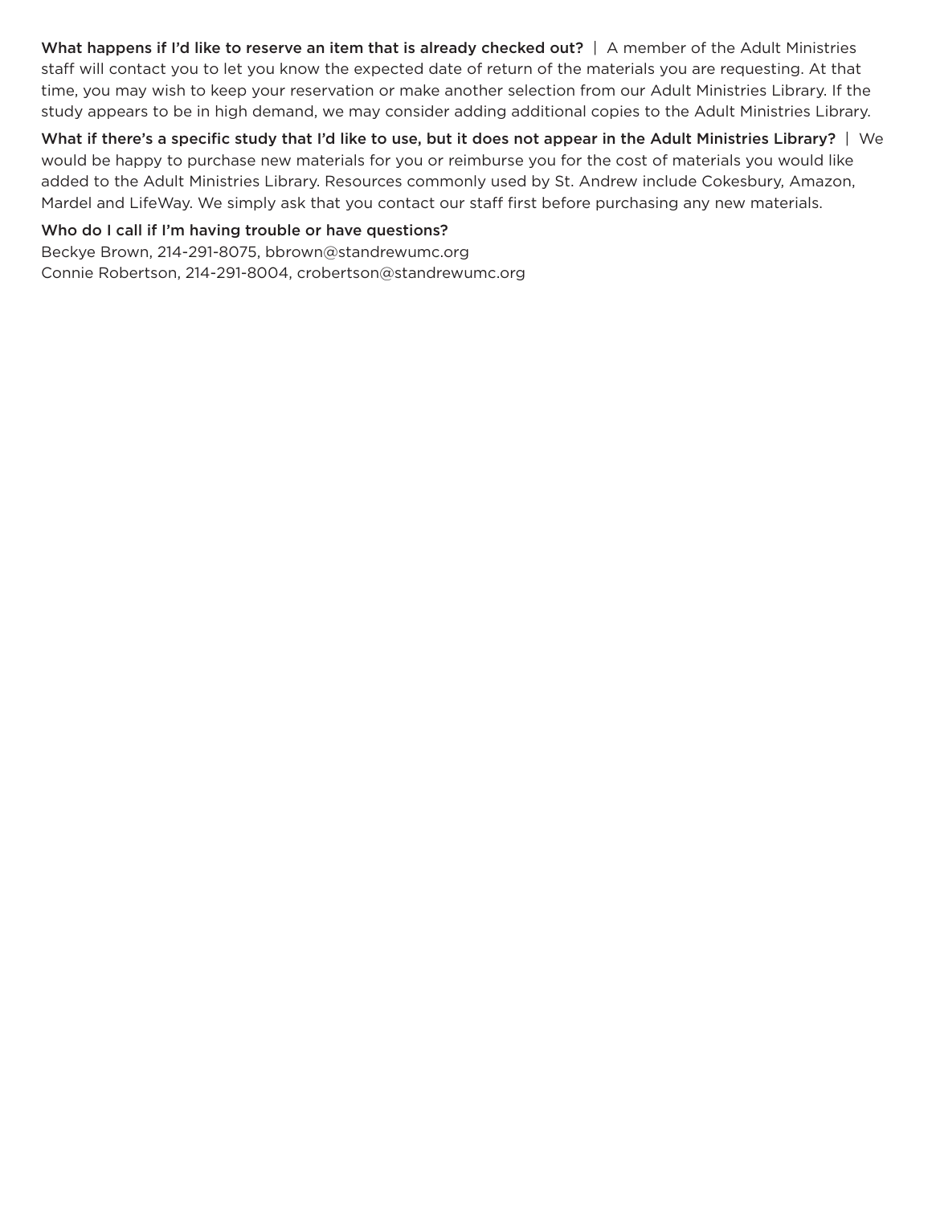**What happens if I'd like to reserve an item that is already checked out?** | A member of the Adult Ministries staff will contact you to let you know the expected date of return of the materials you are requesting. At that time, you may wish to keep your reservation or make another selection from our Adult Ministries Library. If the study appears to be in high demand, we may consider adding additional copies to the Adult Ministries Library.

**What if there's a specific study that I'd like to use, but it does not appear in the Adult Ministries Library?** | We would be happy to purchase new materials for you or reimburse you for the cost of materials you would like added to the Adult Ministries Library. Resources commonly used by St. Andrew include Cokesbury, Amazon, Mardel and LifeWay. We simply ask that you contact our staff first before purchasing any new materials.

**Who do I call if I'm having trouble or have questions?**

Beckye Brown, 214-291-8075, bbrown@standrewumc.org

Connie Robertson, 214-291-8004, crobertson@standrewumc.org